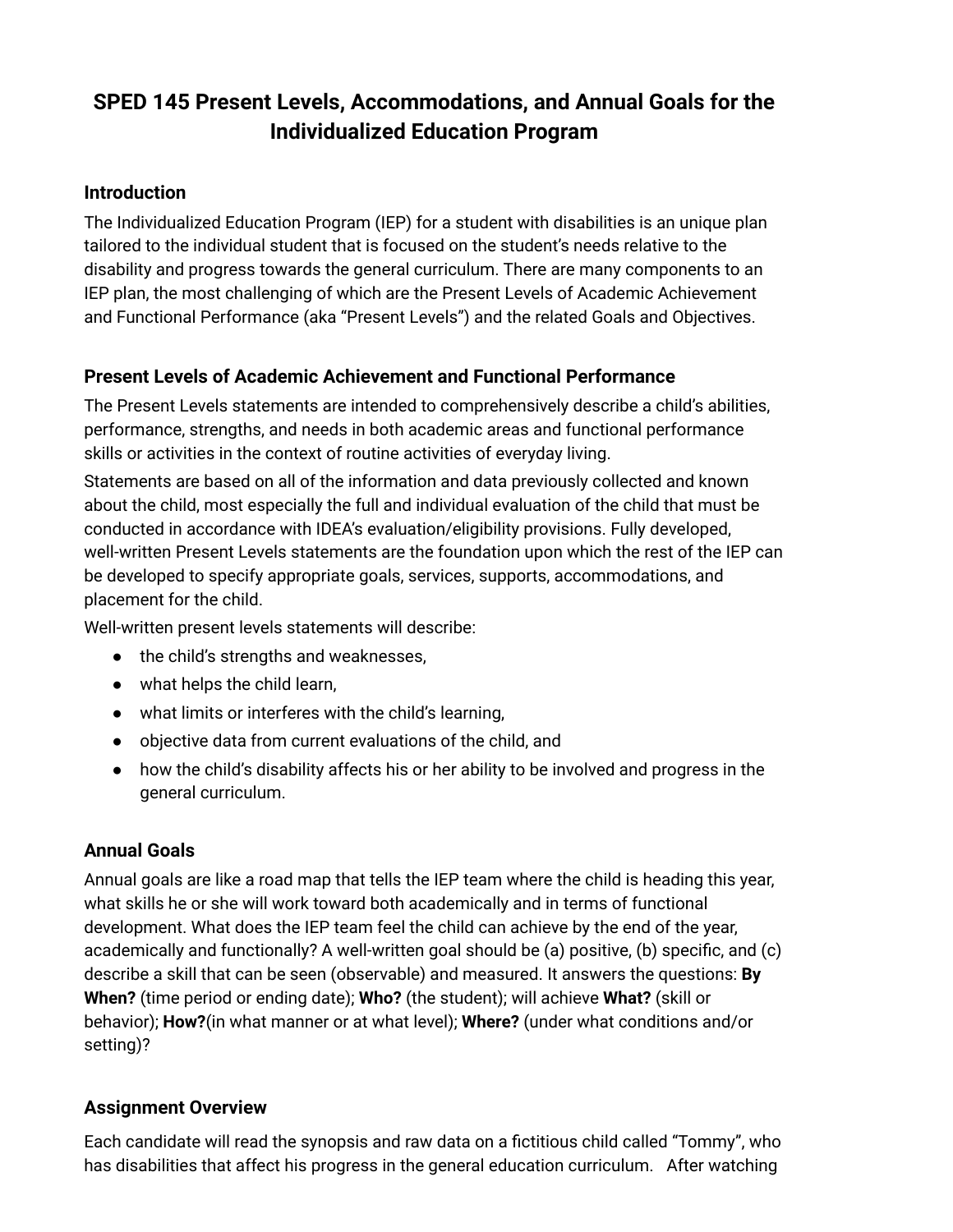# SPED 145 Present Levels, Accommodations, and Annual Goals for the Individualized Education Program

## Introduction

The Individualized Education Program (IEP) for a student with disabilities is an unique plan tailored to the individual student that is focused on the student's needs relative to the disability and progress towards the general curriculum. There are many components to an IEP plan, the most challenging of which are the Present Levels of Academic Achievement and Functional Performance (aka "Present Levels") and the related Goals and Objectives.

## Present Levels of Academic Achievement and Functional Performance

The Present Levels statements are intended to comprehensively describe a child's abilities, performance, strengths, and needs in both academic areas and functional performance skills or activities in the context of routine activities of everyday living.

Statements are based on all of the information and data previously collected and known about the child, most especially the full and individual evaluation of the child that must be conducted in accordance with IDEA's evaluation/eligibility provisions. Fully developed, well-written Present Levels statements are the foundation upon which the rest of the IEP can be developed to specify appropriate goals, services, supports, accommodations, and placement for the child.

Well-written present levels statements will describe:

- the child's strengths and weaknesses,
- what helps the child learn,
- what limits or interferes with the child's learning,
- objective data from current evaluations of the child, and
- how the child's disability affects his or her ability to be involved and progress in the general curriculum.

## Annual Goals

Annual goals are like a road map that tells the IEP team where the child is heading this year, what skills he or she will work toward both academically and in terms of functional development. What does the IEP team feel the child can achieve by the end of the year, academically and functionally? A well-written goal should be (a) positive, (b) specific, and (c) describe a skill that can be seen (observable) and measured. It answers the questions: **By When?** (time period or ending date); **Who?** (the student); will achieve **What?** (skill or behavior); **How?**(in what manner or at what level); **Where?** (under what conditions and/or setting)?

## Assignment Overview

Each candidate will read the synopsis and raw data on a fictitious child called "Tommy", who has disabilities that affect his progress in the general education curriculum. After watching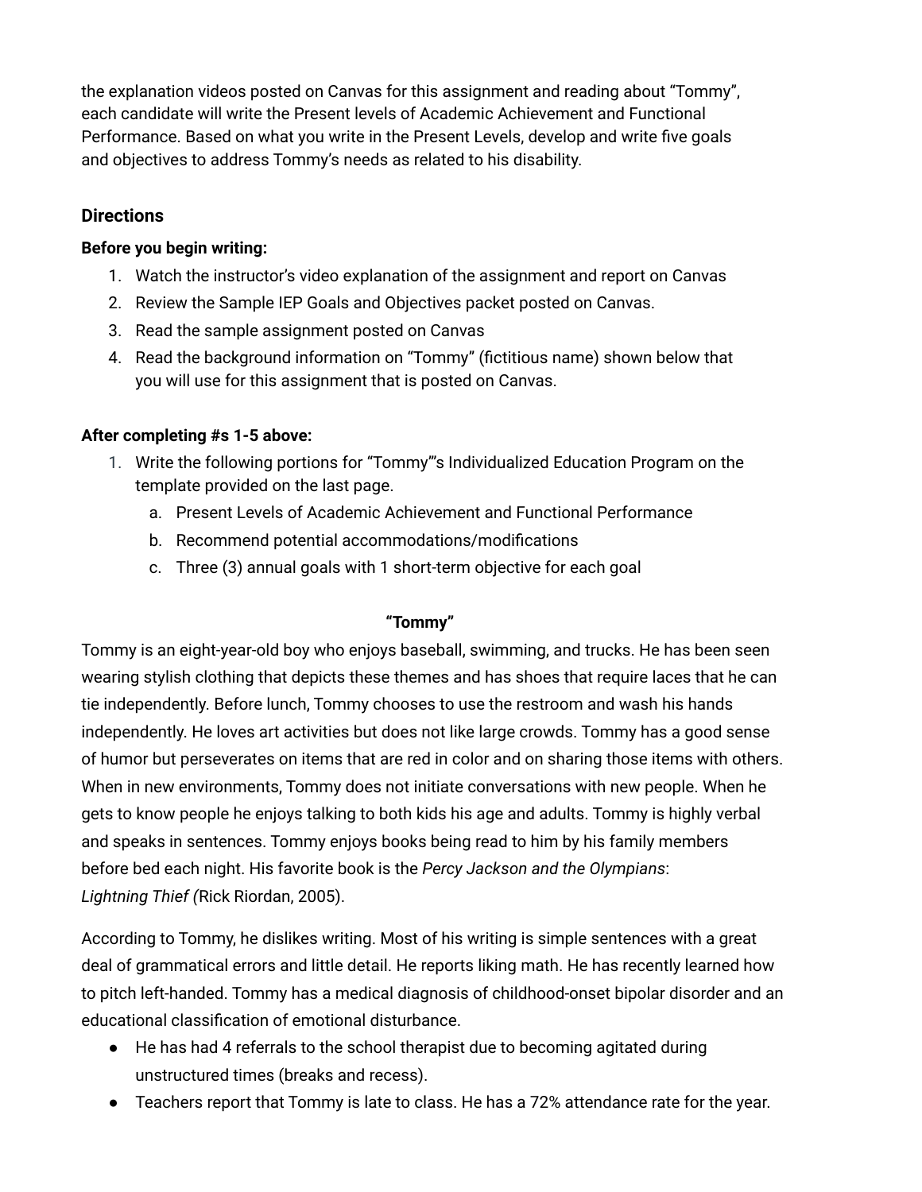the explanation videos posted on Canvas for this assignment and reading about "Tommy", each candidate will write the Present levels of Academic Achievement and Functional Performance. Based on what you write in the Present Levels, develop and write five goals and objectives to address Tommy's needs as related to his disability.

## Directions

**Before you begin writing:**

1. Watch the instructor's video explanation of the assignment and report on Canvas
2. Review the Sample IEP Goals and Objectives packet posted on Canvas.
3. Read the sample assignment posted on Canvas
4. Read the background information on "Tommy" (fictitious name) shown below that you will use for this assignment that is posted on Canvas.

**After completing #s 1-5 above:**

1. Write the following portions for "Tommy"'s Individualized Education Program on the template provided on the last page.
   a. Present Levels of Academic Achievement and Functional Performance
   b. Recommend potential accommodations/modifications
   c. Three (3) annual goals with 1 short-term objective for each goal

**"Tommy"**

Tommy is an eight-year-old boy who enjoys baseball, swimming, and trucks. He has been seen wearing stylish clothing that depicts these themes and has shoes that require laces that he can tie independently. Before lunch, Tommy chooses to use the restroom and wash his hands independently. He loves art activities but does not like large crowds. Tommy has a good sense of humor but perseverates on items that are red in color and on sharing those items with others. When in new environments, Tommy does not initiate conversations with new people. When he gets to know people he enjoys talking to both kids his age and adults. Tommy is highly verbal and speaks in sentences. Tommy enjoys books being read to him by his family members before bed each night. His favorite book is the *Percy Jackson and the Olympians*: *Lightning Thief (*Rick Riordan, 2005).

According to Tommy, he dislikes writing. Most of his writing is simple sentences with a great deal of grammatical errors and little detail. He reports liking math. He has recently learned how to pitch left-handed. Tommy has a medical diagnosis of childhood-onset bipolar disorder and an educational classification of emotional disturbance.

- He has had 4 referrals to the school therapist due to becoming agitated during unstructured times (breaks and recess).
- Teachers report that Tommy is late to class. He has a 72% attendance rate for the year.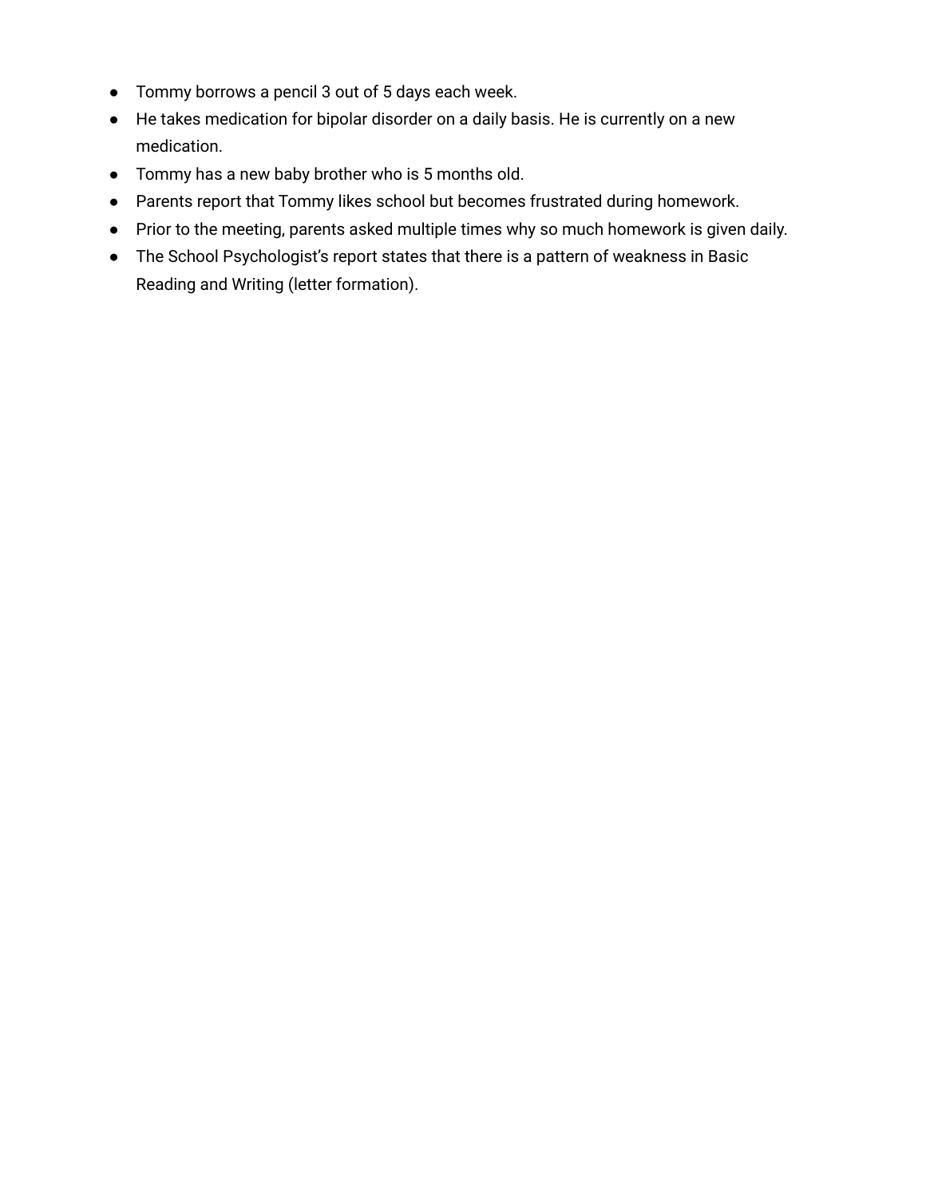- Tommy borrows a pencil 3 out of 5 days each week.
- He takes medication for bipolar disorder on a daily basis. He is currently on a new medication.
- Tommy has a new baby brother who is 5 months old.
- Parents report that Tommy likes school but becomes frustrated during homework.
- Prior to the meeting, parents asked multiple times why so much homework is given daily.
- The School Psychologist's report states that there is a pattern of weakness in Basic Reading and Writing (letter formation).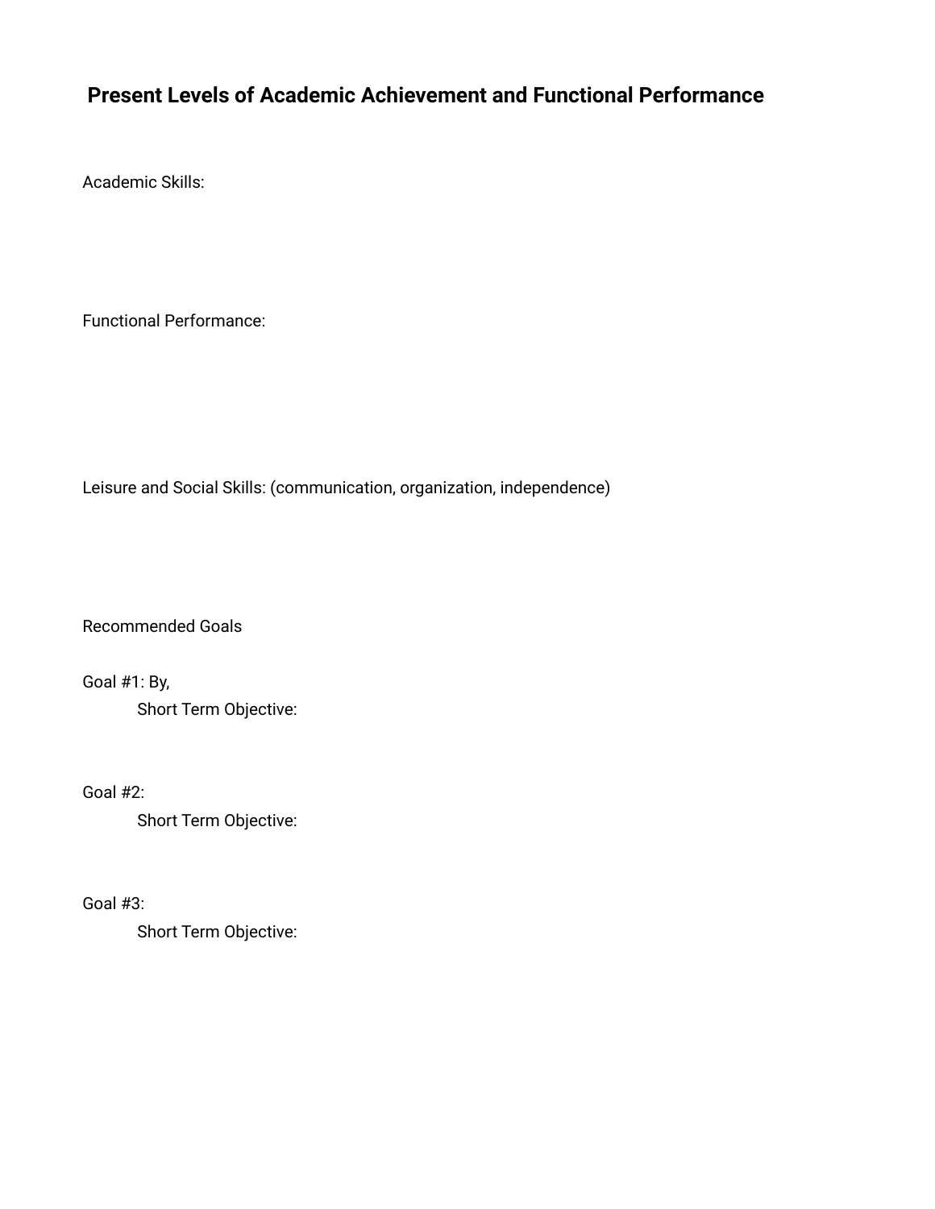## Present Levels of Academic Achievement and Functional Performance

Academic Skills:

Functional Performance:

Leisure and Social Skills: (communication, organization, independence)

Recommended Goals

Goal #1: By,

Short Term Objective:

Goal #2:

Short Term Objective:

Goal #3:

Short Term Objective: